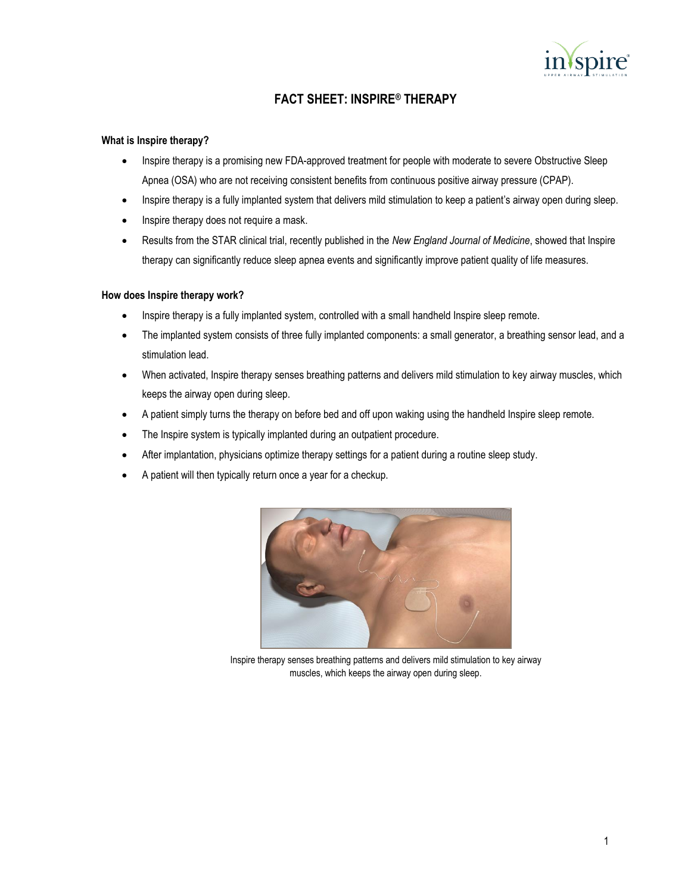# FACT SHEET: INSPIRE® THERAPY

**What is Inspire therapy?**

- Inspire therapy is a promising new FDA-approved treatment for people with moderate to severe Obstructive Sleep Apnea (OSA) who are not receiving consistent benefits from continuous positive airway pressure (CPAP).
- Inspire therapy is a fully implanted system that delivers mild stimulation to keep a patient's airway open during sleep.
- Inspire therapy does not require a mask.
- Results from the STAR clinical trial, recently published in the *New England Journal of Medicine*, showed that Inspire therapy can significantly reduce sleep apnea events and significantly improve patient quality of life measures.

**How does Inspire therapy work?**

- Inspire therapy is a fully implanted system, controlled with a small handheld Inspire sleep remote.
- The implanted system consists of three fully implanted components: a small generator, a breathing sensor lead, and a stimulation lead.
- When activated, Inspire therapy senses breathing patterns and delivers mild stimulation to key airway muscles, which keeps the airway open during sleep.
- A patient simply turns the therapy on before bed and off upon waking using the handheld Inspire sleep remote.
- The Inspire system is typically implanted during an outpatient procedure.
- After implantation, physicians optimize therapy settings for a patient during a routine sleep study.
- A patient will then typically return once a year for a checkup.

Inspire therapy senses breathing patterns and delivers mild stimulation to key airway muscles, which keeps the airway open during sleep.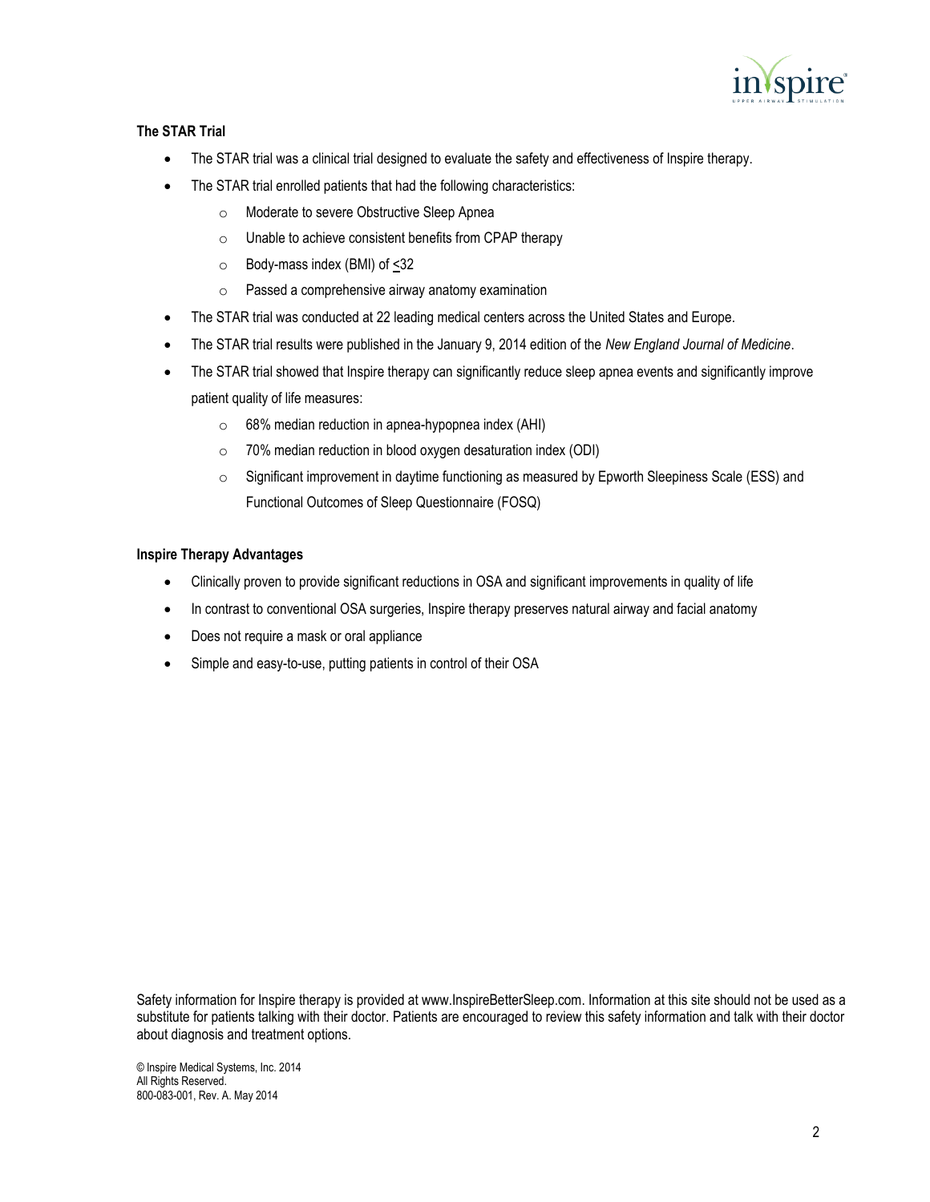**The STAR Trial**

- The STAR trial was a clinical trial designed to evaluate the safety and effectiveness of Inspire therapy.
- The STAR trial enrolled patients that had the following characteristics:
  - Moderate to severe Obstructive Sleep Apnea
  - Unable to achieve consistent benefits from CPAP therapy
  - Body-mass index (BMI) of ≤32
  - Passed a comprehensive airway anatomy examination
- The STAR trial was conducted at 22 leading medical centers across the United States and Europe.
- The STAR trial results were published in the January 9, 2014 edition of the *New England Journal of Medicine*.
- The STAR trial showed that Inspire therapy can significantly reduce sleep apnea events and significantly improve patient quality of life measures:
  - 68% median reduction in apnea-hypopnea index (AHI)
  - 70% median reduction in blood oxygen desaturation index (ODI)
  - Significant improvement in daytime functioning as measured by Epworth Sleepiness Scale (ESS) and Functional Outcomes of Sleep Questionnaire (FOSQ)

**Inspire Therapy Advantages**

- Clinically proven to provide significant reductions in OSA and significant improvements in quality of life
- In contrast to conventional OSA surgeries, Inspire therapy preserves natural airway and facial anatomy
- Does not require a mask or oral appliance
- Simple and easy-to-use, putting patients in control of their OSA

Safety information for Inspire therapy is provided at www.InspireBetterSleep.com. Information at this site should not be used as a substitute for patients talking with their doctor. Patients are encouraged to review this safety information and talk with their doctor about diagnosis and treatment options.

© Inspire Medical Systems, Inc. 2014
All Rights Reserved.
800-083-001, Rev. A. May 2014